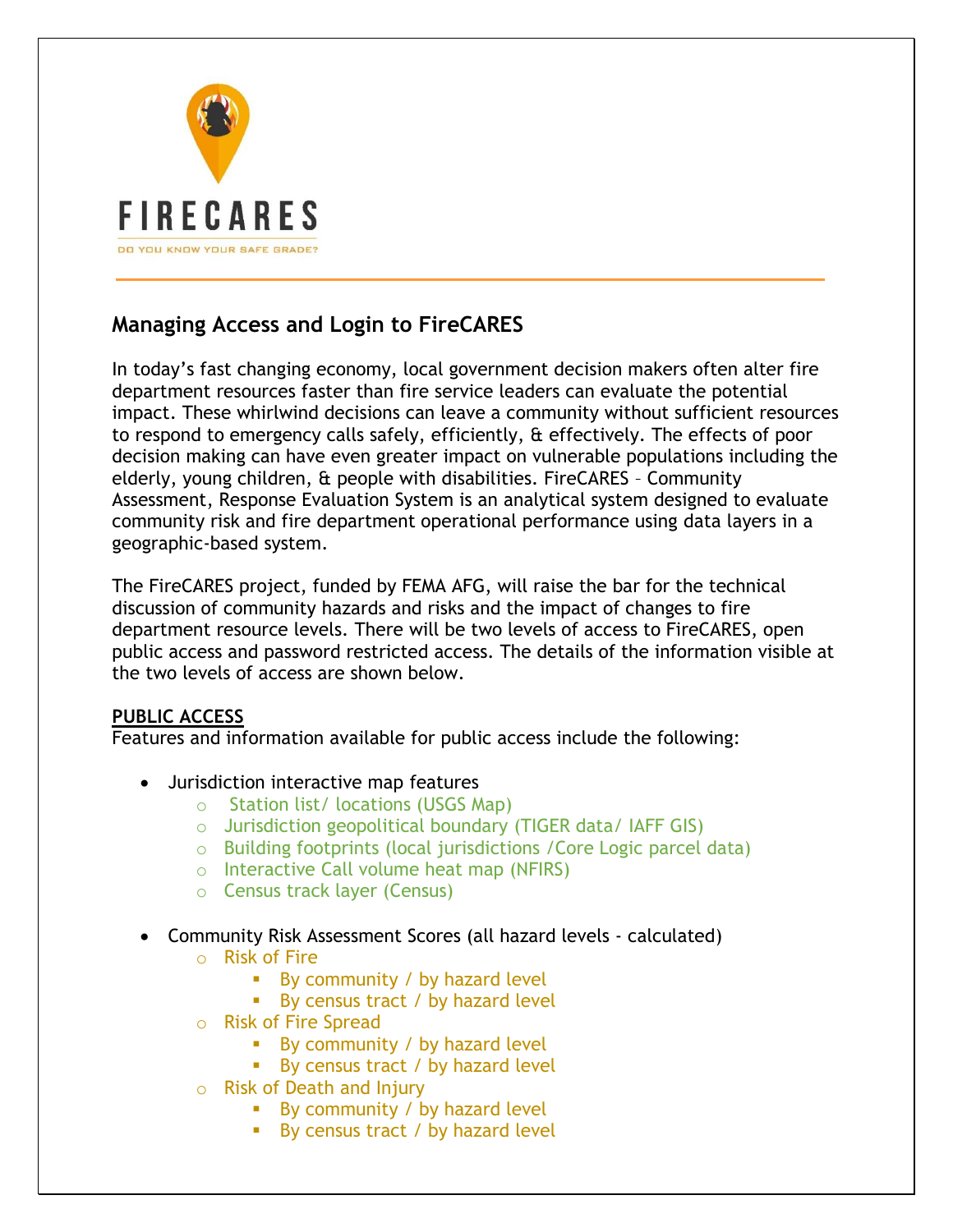FIRECARES

DO YOU KNOW YOUR SAFE GRADE?

## Managing Access and Login to FireCARES

In today's fast changing economy, local government decision makers often alter fire department resources faster than fire service leaders can evaluate the potential impact. These whirlwind decisions can leave a community without sufficient resources to respond to emergency calls safely, efficiently, & effectively. The effects of poor decision making can have even greater impact on vulnerable populations including the elderly, young children, & people with disabilities. FireCARES – Community Assessment, Response Evaluation System is an analytical system designed to evaluate community risk and fire department operational performance using data layers in a geographic-based system.

The FireCARES project, funded by FEMA AFG, will raise the bar for the technical discussion of community hazards and risks and the impact of changes to fire department resource levels. There will be two levels of access to FireCARES, open public access and password restricted access. The details of the information visible at the two levels of access are shown below.

**PUBLIC ACCESS**

Features and information available for public access include the following:

- Jurisdiction interactive map features
  - Station list/ locations (USGS Map)
  - Jurisdiction geopolitical boundary (TIGER data/ IAFF GIS)
  - Building footprints (local jurisdictions /Core Logic parcel data)
  - Interactive Call volume heat map (NFIRS)
  - Census track layer (Census)

- Community Risk Assessment Scores (all hazard levels - calculated)
  - Risk of Fire
    - By community / by hazard level
    - By census tract / by hazard level
  - Risk of Fire Spread
    - By community / by hazard level
    - By census tract / by hazard level
  - Risk of Death and Injury
    - By community / by hazard level
    - By census tract / by hazard level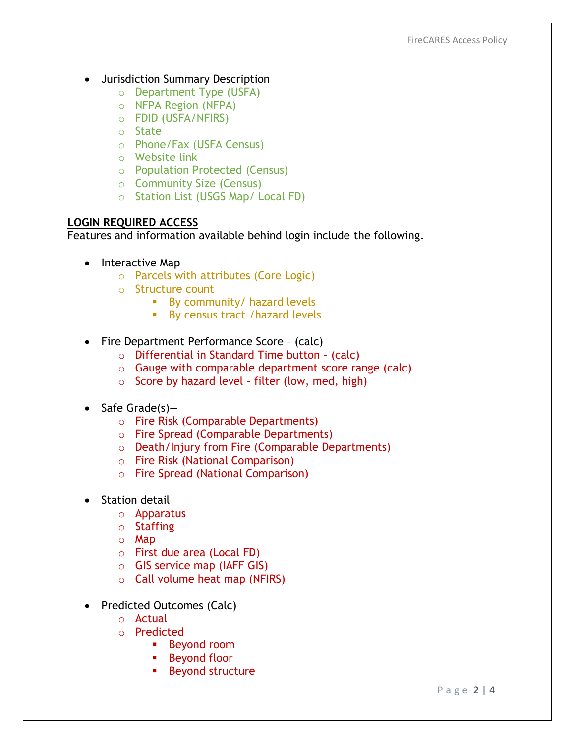- Jurisdiction Summary Description
  - Department Type (USFA)
  - NFPA Region (NFPA)
  - FDID (USFA/NFIRS)
  - State
  - Phone/Fax (USFA Census)
  - Website link
  - Population Protected (Census)
  - Community Size (Census)
  - Station List (USGS Map/ Local FD)

**LOGIN REQUIRED ACCESS**

Features and information available behind login include the following.

- Interactive Map
  - Parcels with attributes (Core Logic)
  - Structure count
    - By community/ hazard levels
    - By census tract /hazard levels

- Fire Department Performance Score – (calc)
  - Differential in Standard Time button – (calc)
  - Gauge with comparable department score range (calc)
  - Score by hazard level – filter (low, med, high)

- Safe Grade(s)—
  - Fire Risk (Comparable Departments)
  - Fire Spread (Comparable Departments)
  - Death/Injury from Fire (Comparable Departments)
  - Fire Risk (National Comparison)
  - Fire Spread (National Comparison)

- Station detail
  - Apparatus
  - Staffing
  - Map
  - First due area (Local FD)
  - GIS service map (IAFF GIS)
  - Call volume heat map (NFIRS)

- Predicted Outcomes (Calc)
  - Actual
  - Predicted
    - Beyond room
    - Beyond floor
    - Beyond structure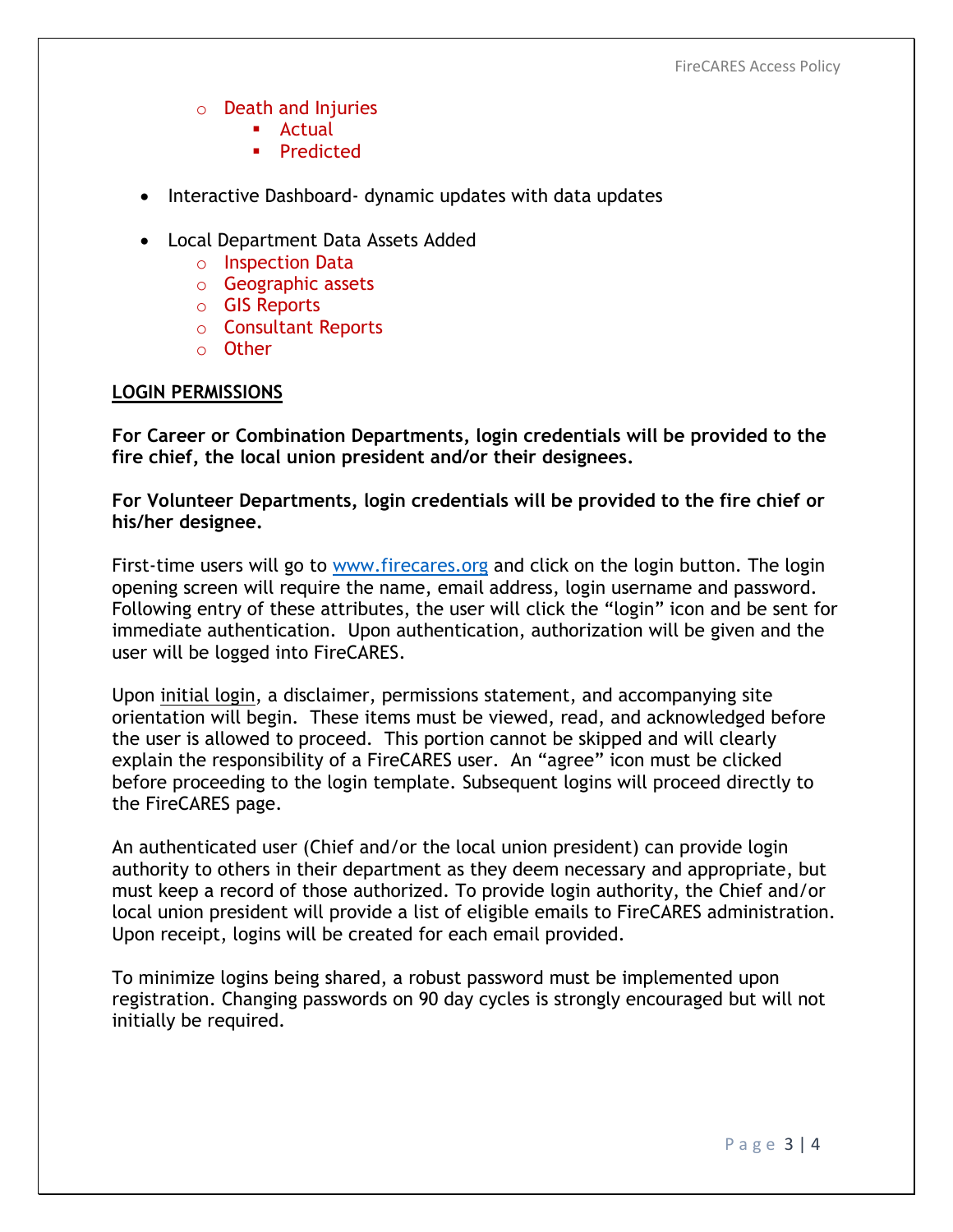- Death and Injuries
        - Actual
        - Predicted

- Interactive Dashboard- dynamic updates with data updates

- Local Department Data Assets Added
    - Inspection Data
    - Geographic assets
    - GIS Reports
    - Consultant Reports
    - Other

## LOGIN PERMISSIONS

**For Career or Combination Departments, login credentials will be provided to the fire chief, the local union president and/or their designees.**

**For Volunteer Departments, login credentials will be provided to the fire chief or his/her designee.**

First-time users will go to www.firecares.org and click on the login button. The login opening screen will require the name, email address, login username and password. Following entry of these attributes, the user will click the "login" icon and be sent for immediate authentication. Upon authentication, authorization will be given and the user will be logged into FireCARES.

Upon initial login, a disclaimer, permissions statement, and accompanying site orientation will begin. These items must be viewed, read, and acknowledged before the user is allowed to proceed. This portion cannot be skipped and will clearly explain the responsibility of a FireCARES user. An "agree" icon must be clicked before proceeding to the login template. Subsequent logins will proceed directly to the FireCARES page.

An authenticated user (Chief and/or the local union president) can provide login authority to others in their department as they deem necessary and appropriate, but must keep a record of those authorized. To provide login authority, the Chief and/or local union president will provide a list of eligible emails to FireCARES administration. Upon receipt, logins will be created for each email provided.

To minimize logins being shared, a robust password must be implemented upon registration. Changing passwords on 90 day cycles is strongly encouraged but will not initially be required.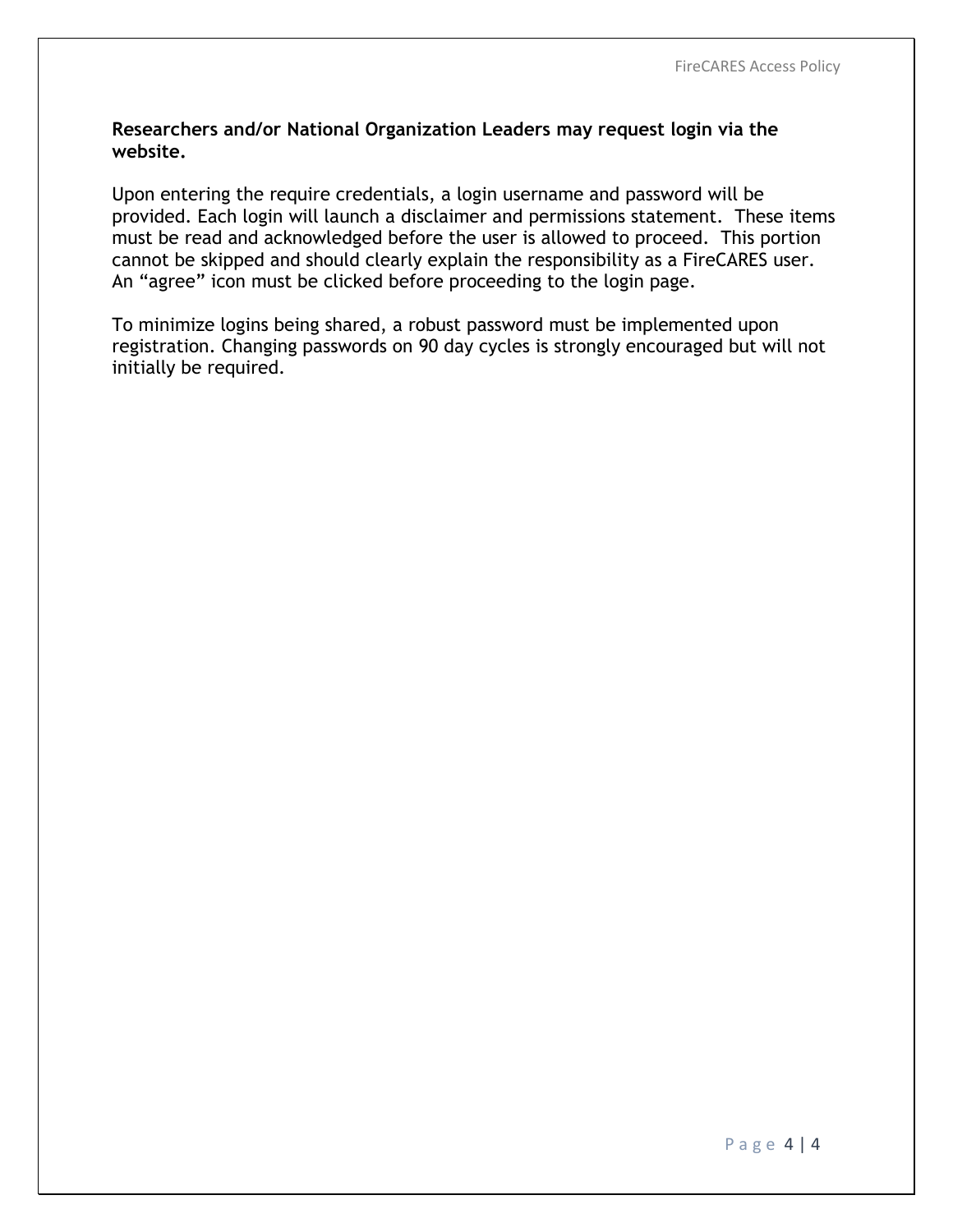**Researchers and/or National Organization Leaders may request login via the website.**

Upon entering the require credentials, a login username and password will be provided. Each login will launch a disclaimer and permissions statement. These items must be read and acknowledged before the user is allowed to proceed. This portion cannot be skipped and should clearly explain the responsibility as a FireCARES user. An “agree” icon must be clicked before proceeding to the login page.

To minimize logins being shared, a robust password must be implemented upon registration. Changing passwords on 90 day cycles is strongly encouraged but will not initially be required.